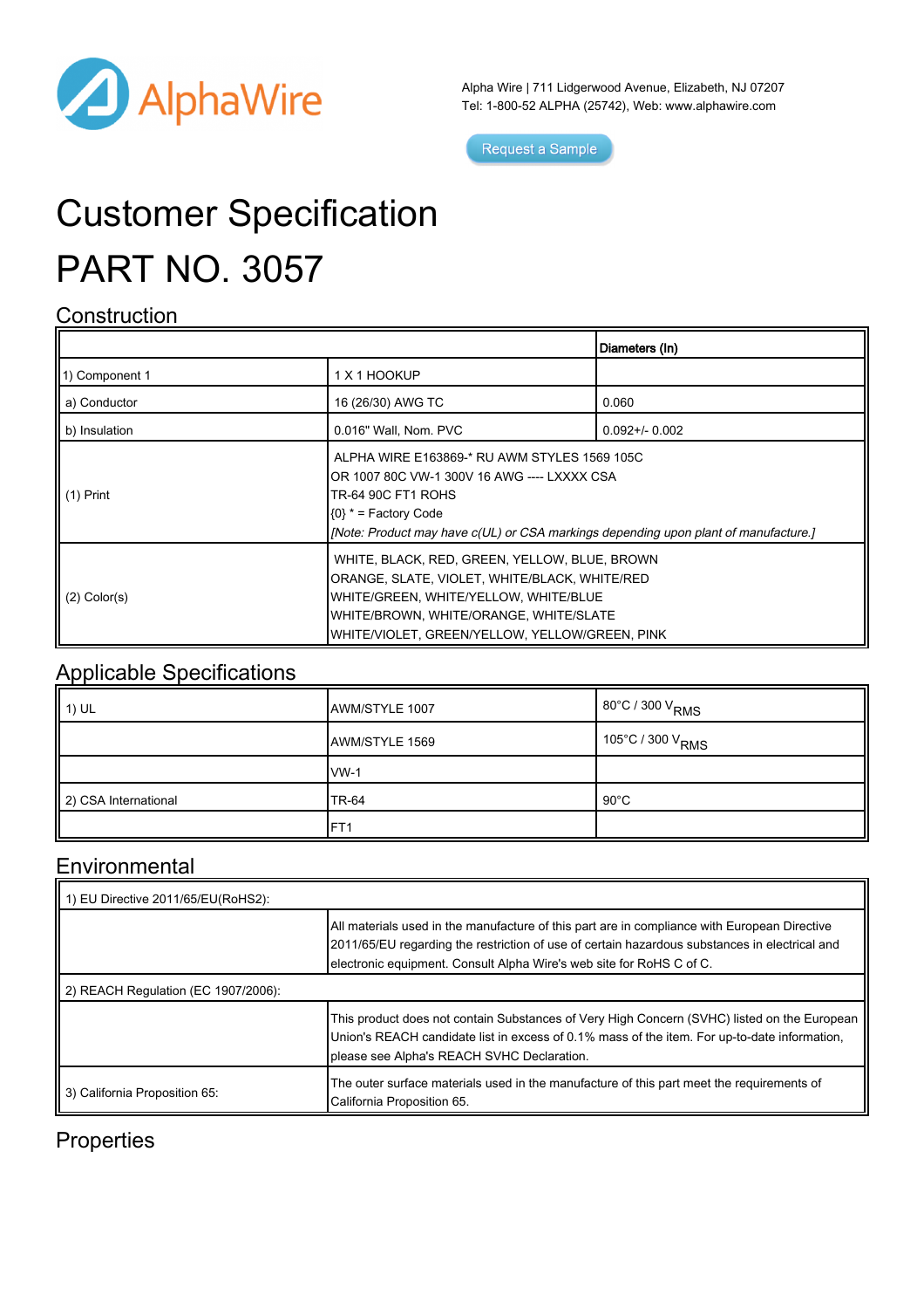AlphaWire

Alpha Wire | 711 Lidgerwood Avenue, Elizabeth, NJ 07207
Tel: 1-800-52 ALPHA (25742), Web: www.alphawire.com

Request a Sample

# Customer Specification

# PART NO. 3057

## Construction

| | | Diameters (In) |
|---|---|---|
| 1) Component 1 | 1 X 1 HOOKUP | |
| a) Conductor | 16 (26/30) AWG TC | 0.060 |
| b) Insulation | 0.016" Wall, Nom. PVC | 0.092+/- 0.002 |
| (1) Print | ALPHA WIRE E163869-* RU AWM STYLES 1569 105C OR 1007 80C VW-1 300V 16 AWG ---- LXXXX CSA TR-64 90C FT1 ROHS {0} * = Factory Code *[Note: Product may have c(UL) or CSA markings depending upon plant of manufacture.]* | |
| (2) Color(s) | WHITE, BLACK, RED, GREEN, YELLOW, BLUE, BROWN ORANGE, SLATE, VIOLET, WHITE/BLACK, WHITE/RED WHITE/GREEN, WHITE/YELLOW, WHITE/BLUE WHITE/BROWN, WHITE/ORANGE, WHITE/SLATE WHITE/VIOLET, GREEN/YELLOW, YELLOW/GREEN, PINK | |

## Applicable Specifications

| | | |
|---|---|---|
| 1) UL | AWM/STYLE 1007 | 80°C / 300 $V_{RMS}$ |
| | AWM/STYLE 1569 | 105°C / 300 $V_{RMS}$ |
| | VW-1 | |
| 2) CSA International | TR-64 | 90°C |
| | FT1 | |

## Environmental

| | |
|---|---|
| 1) EU Directive 2011/65/EU(RoHS2): | |
| | All materials used in the manufacture of this part are in compliance with European Directive 2011/65/EU regarding the restriction of use of certain hazardous substances in electrical and electronic equipment. Consult Alpha Wire's web site for RoHS C of C. |
| 2) REACH Regulation (EC 1907/2006): | |
| | This product does not contain Substances of Very High Concern (SVHC) listed on the European Union's REACH candidate list in excess of 0.1% mass of the item. For up-to-date information, please see Alpha's REACH SVHC Declaration. |
| 3) California Proposition 65: | The outer surface materials used in the manufacture of this part meet the requirements of California Proposition 65. |

## Properties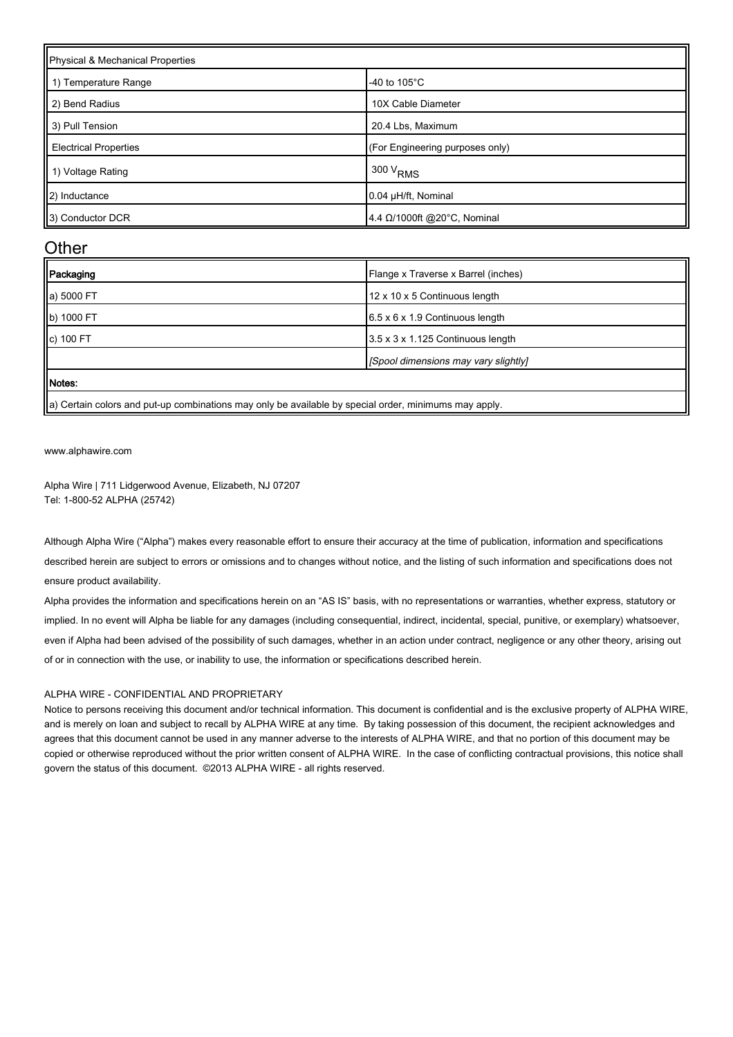| Physical & Mechanical Properties | |
|---|---|
| 1) Temperature Range | -40 to 105°C |
| 2) Bend Radius | 10X Cable Diameter |
| 3) Pull Tension | 20.4 Lbs, Maximum |
| Electrical Properties | (For Engineering purposes only) |
| 1) Voltage Rating | 300 $V_{RMS}$ |
| 2) Inductance | 0.04 µH/ft, Nominal |
| 3) Conductor DCR | 4.4 Ω/1000ft @20°C, Nominal |

## Other

| **Packaging** | Flange x Traverse x Barrel (inches) |
|---|---|
| a) 5000 FT | 12 x 10 x 5 Continuous length |
| b) 1000 FT | 6.5 x 6 x 1.9 Continuous length |
| c) 100 FT | 3.5 x 3 x 1.125 Continuous length |
| | *[Spool dimensions may vary slightly]* |
| **Notes:** | |
| a) Certain colors and put-up combinations may only be available by special order, minimums may apply. | |

www.alphawire.com

Alpha Wire | 711 Lidgerwood Avenue, Elizabeth, NJ 07207
Tel: 1-800-52 ALPHA (25742)

Although Alpha Wire ("Alpha") makes every reasonable effort to ensure their accuracy at the time of publication, information and specifications described herein are subject to errors or omissions and to changes without notice, and the listing of such information and specifications does not ensure product availability.

Alpha provides the information and specifications herein on an "AS IS" basis, with no representations or warranties, whether express, statutory or implied. In no event will Alpha be liable for any damages (including consequential, indirect, incidental, special, punitive, or exemplary) whatsoever, even if Alpha had been advised of the possibility of such damages, whether in an action under contract, negligence or any other theory, arising out of or in connection with the use, or inability to use, the information or specifications described herein.

ALPHA WIRE - CONFIDENTIAL AND PROPRIETARY

Notice to persons receiving this document and/or technical information. This document is confidential and is the exclusive property of ALPHA WIRE, and is merely on loan and subject to recall by ALPHA WIRE at any time. By taking possession of this document, the recipient acknowledges and agrees that this document cannot be used in any manner adverse to the interests of ALPHA WIRE, and that no portion of this document may be copied or otherwise reproduced without the prior written consent of ALPHA WIRE. In the case of conflicting contractual provisions, this notice shall govern the status of this document. ©2013 ALPHA WIRE - all rights reserved.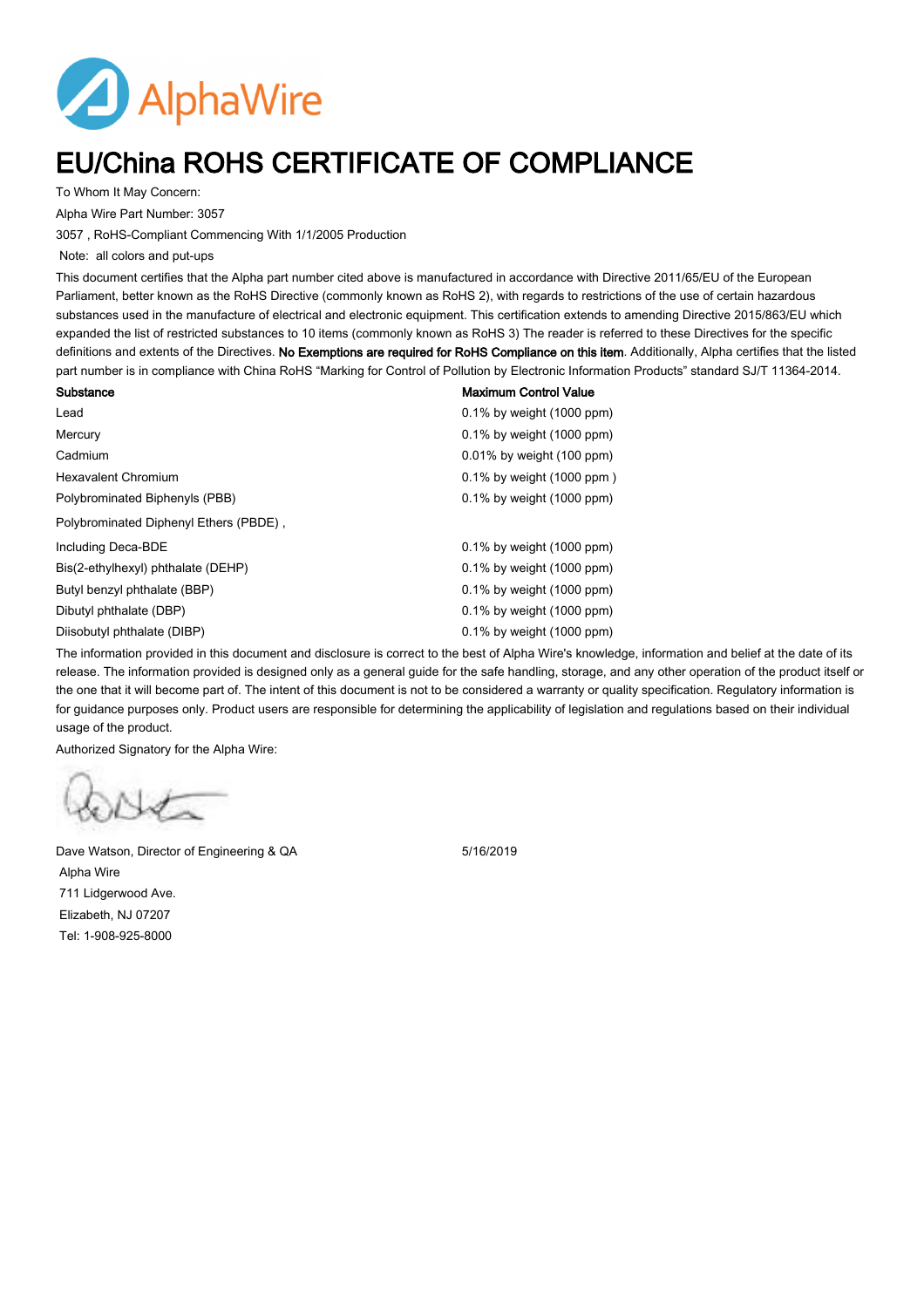# EU/China ROHS CERTIFICATE OF COMPLIANCE

To Whom It May Concern:

Alpha Wire Part Number: 3057

3057 , RoHS-Compliant Commencing With 1/1/2005 Production

Note: all colors and put-ups

This document certifies that the Alpha part number cited above is manufactured in accordance with Directive 2011/65/EU of the European Parliament, better known as the RoHS Directive (commonly known as RoHS 2), with regards to restrictions to the use of certain hazardous substances used in the manufacture of electrical and electronic equipment. This certification extends to amending Directive 2015/863/EU which expanded the list of restricted substances to 10 items (commonly known as RoHS 3) The reader is referred to these Directives for the specific definitions and extents of the Directives. **No Exemptions are required for RoHS Compliance on this item**. Additionally, Alpha certifies that the listed part number is in compliance with China RoHS "Marking for Control of Pollution by Electronic Information Products" standard SJ/T 11364-2014.

| Substance | Maximum Control Value |
|---|---|
| Lead | 0.1% by weight (1000 ppm) |
| Mercury | 0.1% by weight (1000 ppm) |
| Cadmium | 0.01% by weight (100 ppm) |
| Hexavalent Chromium | 0.1% by weight (1000 ppm ) |
| Polybrominated Biphenyls (PBB) | 0.1% by weight (1000 ppm) |
| Polybrominated Diphenyl Ethers (PBDE) , Including Deca-BDE | 0.1% by weight (1000 ppm) |
| Bis(2-ethylhexyl) phthalate (DEHP) | 0.1% by weight (1000 ppm) |
| Butyl benzyl phthalate (BBP) | 0.1% by weight (1000 ppm) |
| Dibutyl phthalate (DBP) | 0.1% by weight (1000 ppm) |
| Diisobutyl phthalate (DIBP) | 0.1% by weight (1000 ppm) |

The information provided in this document and disclosure is correct to the best of Alpha Wire's knowledge, information and belief at the date of its release. The information provided is designed only as a general guide for the safe handling, storage, and any other operation of the product itself or the one that it will become part of. The intent of this document is not to be considered a warranty or quality specification. Regulatory information is for guidance purposes only. Product users are responsible for determining the applicability of legislation and regulations based on their individual usage of the product.

Authorized Signatory for the Alpha Wire:

Dave Watson, Director of Engineering & QA
Alpha Wire
711 Lidgerwood Ave.
Elizabeth, NJ 07207
Tel: 1-908-925-8000

5/16/2019